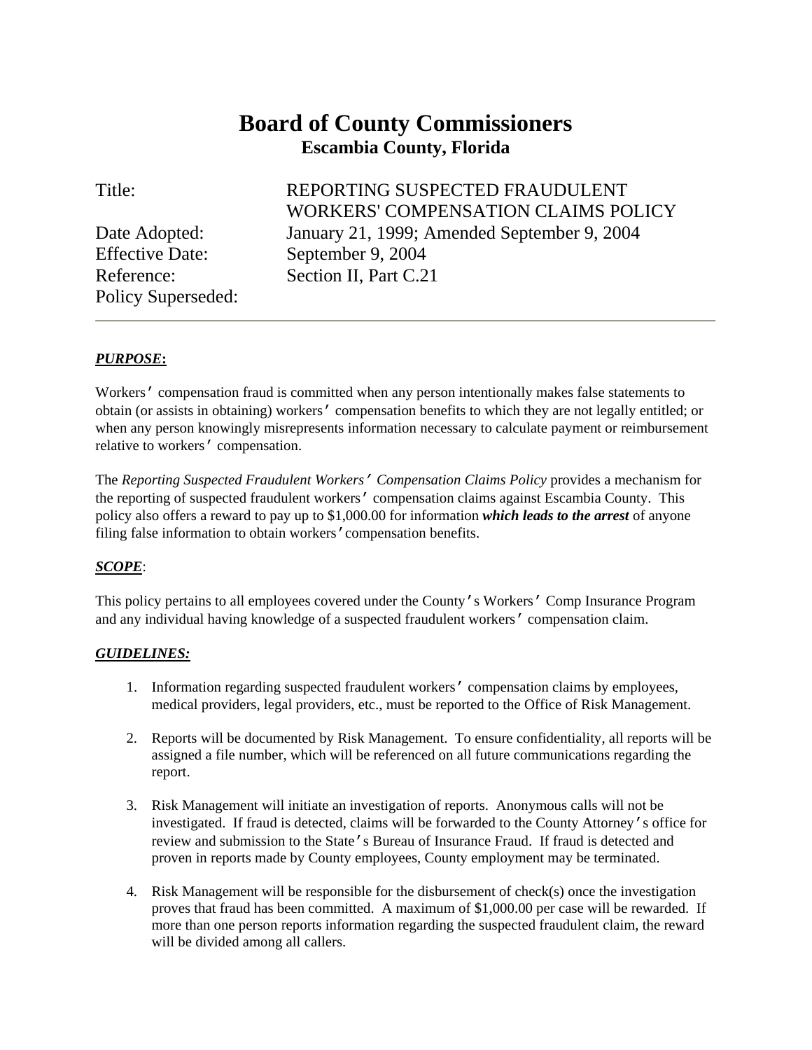# Board of County Commissioners

## Escambia County, Florida

| | |
|---|---|
| Title: | REPORTING SUSPECTED FRAUDULENT WORKERS' COMPENSATION CLAIMS POLICY |
| Date Adopted: | January 21, 1999; Amended September 9, 2004 |
| Effective Date: | September 9, 2004 |
| Reference: | Section II, Part C.21 |
| Policy Superseded: | |

---

***PURPOSE*:**

Workers' compensation fraud is committed when any person intentionally makes false statements to obtain (or assists in obtaining) workers' compensation benefits to which they are not legally entitled; or when any person knowingly misrepresents information necessary to calculate payment or reimbursement relative to workers' compensation.

The *Reporting Suspected Fraudulent Workers' Compensation Claims Policy* provides a mechanism for the reporting of suspected fraudulent workers' compensation claims against Escambia County. This policy also offers a reward to pay up to $1,000.00 for information ***which leads to the arrest*** of anyone filing false information to obtain workers' compensation benefits.

***SCOPE***:

This policy pertains to all employees covered under the County's Workers' Comp Insurance Program and any individual having knowledge of a suspected fraudulent workers' compensation claim.

***GUIDELINES:***

1. Information regarding suspected fraudulent workers' compensation claims by employees, medical providers, legal providers, etc., must be reported to the Office of Risk Management.

2. Reports will be documented by Risk Management. To ensure confidentiality, all reports will be assigned a file number, which will be referenced on all future communications regarding the report.

3. Risk Management will initiate an investigation of reports. Anonymous calls will not be investigated. If fraud is detected, claims will be forwarded to the County Attorney's office for review and submission to the State's Bureau of Insurance Fraud. If fraud is detected and proven in reports made by County employees, County employment may be terminated.

4. Risk Management will be responsible for the disbursement of check(s) once the investigation proves that fraud has been committed. A maximum of $1,000.00 per case will be rewarded. If more than one person reports information regarding the suspected fraudulent claim, the reward will be divided among all callers.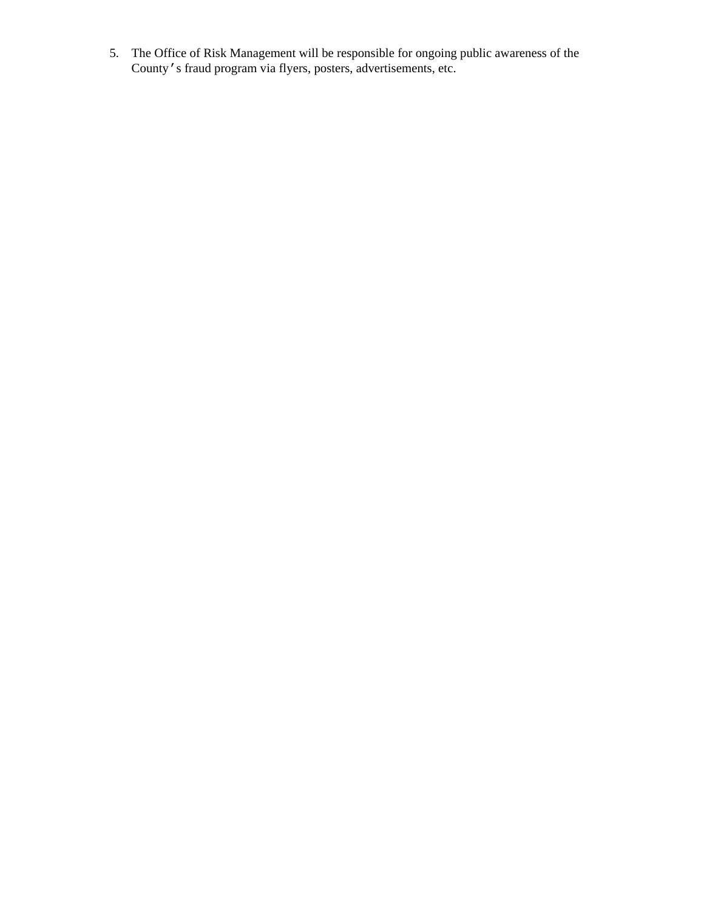5. The Office of Risk Management will be responsible for ongoing public awareness of the County's fraud program via flyers, posters, advertisements, etc.